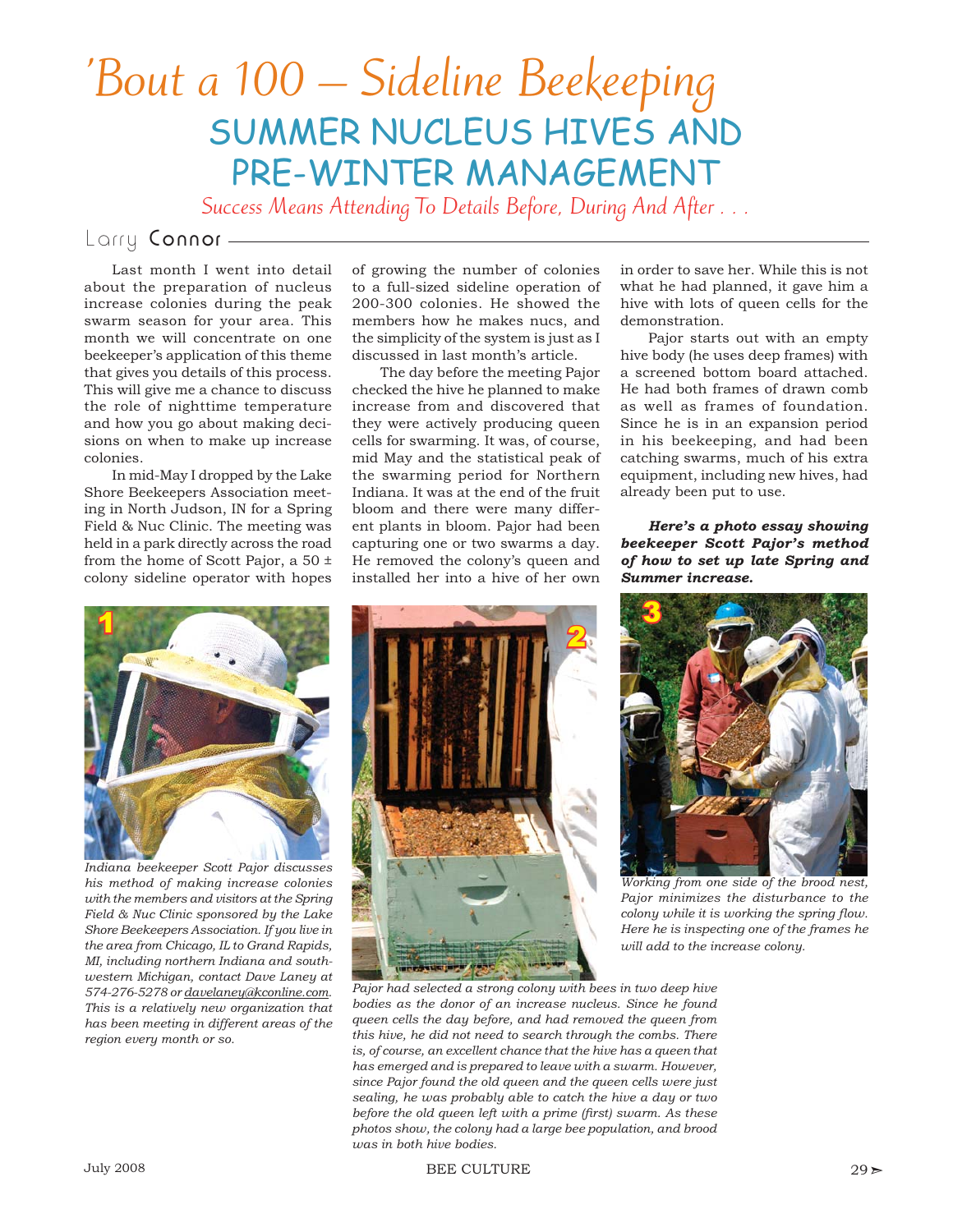# 'Bout a 100 – Sideline Beekeeping

## SUMMER NUCLEUS HIVES AND PRE-WINTER MANAGEMENT

*Success Means Attending To Details Before, During And After . . .*

Larry Connor

Last month I went into detail about the preparation of nucleus increase colonies during the peak swarm season for your area. This month we will concentrate on one beekeeper's application of this theme that gives you details of this process. This will give me a chance to discuss the role of nighttime temperature and how you go about making decisions on when to make up increase colonies.

In mid-May I dropped by the Lake Shore Beekeepers Association meeting in North Judson, IN for a Spring Field & Nuc Clinic. The meeting was held in a park directly across the road from the home of Scott Pajor, a 50 ± colony sideline operator with hopes of growing the number of colonies to a full-sized sideline operation of 200-300 colonies. He showed the members how he makes nucs, and the simplicity of the system is just as I discussed in last month's article.

The day before the meeting Pajor checked the hive he planned to make increase from and discovered that they were actively producing queen cells for swarming. It was, of course, mid May and the statistical peak of the swarming period for Northern Indiana. It was at the end of the fruit bloom and there were many different plants in bloom. Pajor had been capturing one or two swarms a day. He removed the colony's queen and installed her into a hive of her own in order to save her. While this is not what he had planned, it gave him a hive with lots of queen cells for the demonstration.

Pajor starts out with an empty hive body (he uses deep frames) with a screened bottom board attached. He had both frames of drawn comb as well as frames of foundation. Since he is in an expansion period in his beekeeping, and had been catching swarms, much of his extra equipment, including new hives, had already been put to use.

***Here's a photo essay showing beekeeper Scott Pajor's method of how to set up late Spring and Summer increase.***

1

*Indiana beekeeper Scott Pajor discusses his method of making increase colonies with the members and visitors at the Spring Field & Nuc Clinic sponsored by the Lake Shore Beekeepers Association. If you live in the area from Chicago, IL to Grand Rapids, MI, including northern Indiana and southwestern Michigan, contact Dave Laney at 574-276-5278 or davelaney@kconline.com. This is a relatively new organization that has been meeting in different areas of the region every month or so.*

2

*Pajor had selected a strong colony with bees in two deep hive bodies as the donor of an increase nucleus. Since he found queen cells the day before, and had removed the queen from this hive, he did not need to search through the combs. There is, of course, an excellent chance that the hive has a queen that has emerged and is prepared to leave with a swarm. However, since Pajor found the old queen and the queen cells were just sealing, he was probably able to catch the hive a day or two before the old queen left with a prime (first) swarm. As these photos show, the colony had a large bee population, and brood was in both hive bodies.*

3

*Working from one side of the brood nest, Pajor minimizes the disturbance to the colony while it is working the spring flow. Here he is inspecting one of the frames he will add to the increase colony.*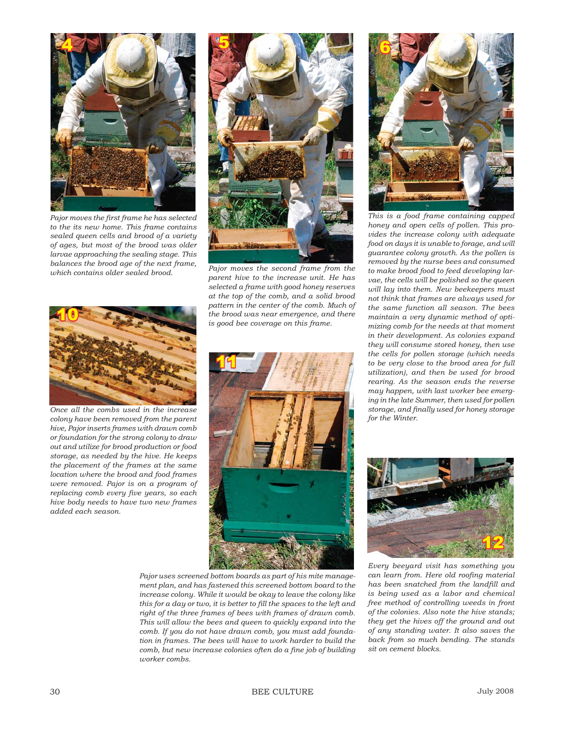*Pajor moves the first frame he has selected to the its new home. This frame contains sealed queen cells and brood of a variety of ages, but most of the brood was older larvae approaching the sealing stage. This balances the brood age of the next frame, which contains older sealed brood.*

*Pajor moves the second frame from the parent hive to the increase unit. He has selected a frame with good honey reserves at the top of the comb, and a solid brood pattern in the center of the comb. Much of the brood was near emergence, and there is good bee coverage on this frame.*

*This is a food frame containing capped honey and open cells of pollen. This provides the increase colony with adequate food on days it is unable to forage, and will guarantee colony growth. As the pollen is removed by the nurse bees and consumed to make brood food to feed developing larvae, the cells will be polished so the queen will lay into them. New beekeepers must not think that frames are always used for the same function all season. The bees maintain a very dynamic method of optimizing comb for the needs at that moment in their development. As colonies expand they will consume stored honey, then use the cells for pollen storage (which needs to be very close to the brood area for full utilization), and then be used for brood rearing. As the season ends the reverse may happen, with last worker bee emerging in the late Summer, then used for pollen storage, and finally used for honey storage for the Winter.*

*Once all the combs used in the increase colony have been removed from the parent hive, Pajor inserts frames with drawn comb or foundation for the strong colony to draw out and utilize for brood production or food storage, as needed by the hive. He keeps the placement of the frames at the same location where the brood and food frames were removed. Pajor is on a program of replacing comb every five years, so each hive body needs to have two new frames added each season.*

*Pajor uses screened bottom boards as part of his mite management plan, and has fastened this screened bottom board to the increase colony. While it would be okay to leave the colony like this for a day or two, it is better to fill the spaces to the left and right of the three frames of bees with frames of drawn comb. This will allow the bees and queen to quickly expand into the comb. If you do not have drawn comb, you must add foundation in frames. The bees will have to work harder to build the comb, but new increase colonies often do a fine job of building worker combs.*

*Every beeyard visit has something you can learn from. Here old roofing material has been snatched from the landfill and is being used as a labor and chemical free method of controlling weeds in front of the colonies. Also note the hive stands; they get the hives off the ground and out of any standing water. It also saves the back from so much bending. The stands sit on cement blocks.*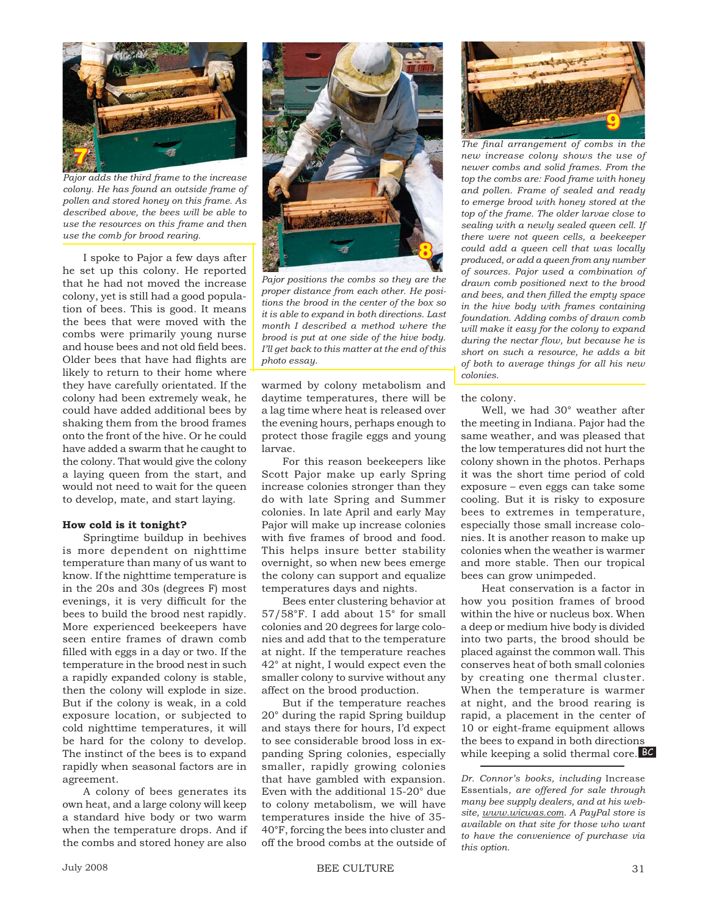*Pajor adds the third frame to the increase colony. He has found an outside frame of pollen and stored honey on this frame. As described above, the bees will be able to use the resources on this frame and then use the comb for brood rearing.*

*Pajor positions the combs so they are the proper distance from each other. He positions the brood in the center of the box so it is able to expand in both directions. Last month I described a method where the brood is put at one side of the hive body. I'll get back to this matter at the end of this photo essay.*

*The final arrangement of combs in the new increase colony shows the use of newer combs and solid frames. From the top the combs are: Food frame with honey and pollen. Frame of sealed and ready to emerge brood with honey stored at the top of the frame. The older larvae close to sealing with a newly sealed queen cell. If there were not queen cells, a beekeeper could add a queen cell that was locally produced, or add a queen from any number of sources. Pajor used a combination of drawn comb positioned next to the brood and bees, and then filled the empty space in the hive body with frames containing foundation. Adding combs of drawn comb will make it easy for the colony to expand during the nectar flow, but because he is short on such a resource, he adds a bit of both to average things for all his new colonies.*

I spoke to Pajor a few days after he set up this colony. He reported that he had not moved the increase colony, yet is still had a good population of bees. This is good. It means the bees that were moved with the combs were primarily young nurse and house bees and not old field bees. Older bees that have had flights are likely to return to their home where they have carefully orientated. If the colony had been extremely weak, he could have added additional bees by shaking them from the brood frames onto the front of the hive. Or he could have added a swarm that he caught to the colony. That would give the colony a laying queen from the start, and would not need to wait for the queen to develop, mate, and start laying.

**How cold is it tonight?**

Springtime buildup in beehives is more dependent on nighttime temperature than many of us want to know. If the nighttime temperature is in the 20s and 30s (degrees F) most evenings, it is very difficult for the bees to build the brood nest rapidly. More experienced beekeepers have seen entire frames of drawn comb filled with eggs in a day or two. If the temperature in the brood nest in such a rapidly expanded colony is stable, then the colony will explode in size. But if the colony is weak, in a cold exposure location, or subjected to cold nighttime temperatures, it will be hard for the colony to develop. The instinct of the bees is to expand rapidly when seasonal factors are in agreement.

A colony of bees generates its own heat, and a large colony will keep a standard hive body or two warm when the temperature drops. And if the combs and stored honey are also warmed by colony metabolism and daytime temperatures, there will be a lag time where heat is released over the evening hours, perhaps enough to protect those fragile eggs and young larvae.

For this reason beekeepers like Scott Pajor make up early Spring increase colonies stronger than they do with late Spring and Summer colonies. In late April and early May Pajor will make up increase colonies with five frames of brood and food. This helps insure better stability overnight, so when new bees emerge the colony can support and equalize temperatures days and nights.

Bees enter clustering behavior at 57/58°F. I add about 15° for small colonies and 20 degrees for large colonies and add that to the temperature at night. If the temperature reaches 42° at night, I would expect even the smaller colony to survive without any affect on the brood production.

But if the temperature reaches 20° during the rapid Spring buildup and stays there for hours, I'd expect to see considerable brood loss in expanding Spring colonies, especially smaller, rapidly growing colonies that have gambled with expansion. Even with the additional 15-20° due to colony metabolism, we will have temperatures inside the hive of 35-40°F, forcing the bees into cluster and off the brood combs at the outside of the colony.

Well, we had 30° weather after the meeting in Indiana. Pajor had the same weather, and was pleased that the low temperatures did not hurt the colony shown in the photos. Perhaps it was the short time period of cold exposure – even eggs can take some cooling. But it is risky to exposure bees to extremes in temperature, especially those small increase colonies. It is another reason to make up colonies when the weather is warmer and more stable. Then our tropical bees can grow unimpeded.

Heat conservation is a factor in how you position frames of brood within the hive or nucleus box. When a deep or medium hive body is divided into two parts, the brood should be placed against the common wall. This conserves heat of both small colonies by creating one thermal cluster. When the temperature is warmer at night, and the brood rearing is rapid, a placement in the center of 10 or eight-frame equipment allows the bees to expand in both directions while keeping a solid thermal core. **BC**

---

*Dr. Connor's books, including* Increase Essentials*, are offered for sale through many bee supply dealers, and at his website, www.wicwas.com. A PayPal store is available on that site for those who want to have the convenience of purchase via this option.*